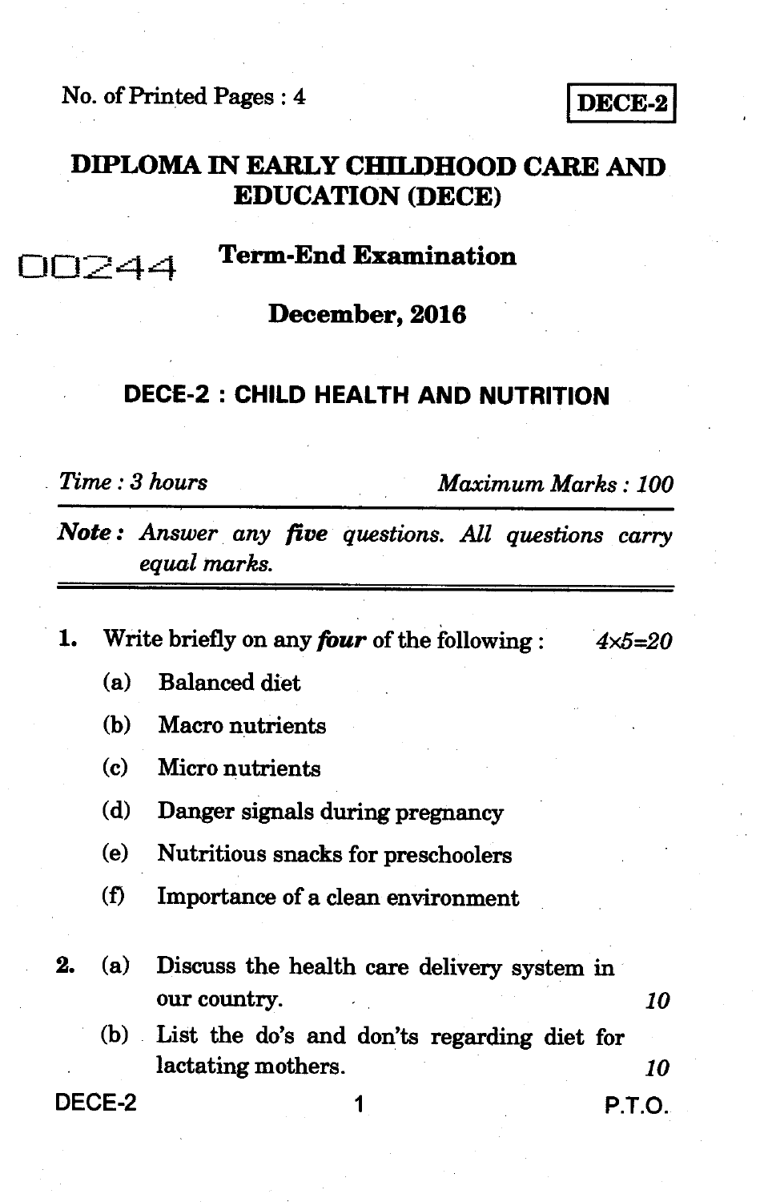No. of Printed Pages : 4

**DECE-2**

# DIPLOMA IN EARLY CHILDHOOD CARE AND EDUCATION (DECE)

00244

## Term-End Examination

## December, 2016

## DECE-2 : CHILD HEALTH AND NUTRITION

*Time : 3 hours* *Maximum Marks : 100*

***Note :*** *Answer any **five** questions. All questions carry equal marks.*

1. Write briefly on any ***four*** of the following : *4×5=20*
   - (a) Balanced diet
   - (b) Macro nutrients
   - (c) Micro nutrients
   - (d) Danger signals during pregnancy
   - (e) Nutritious snacks for preschoolers
   - (f) Importance of a clean environment

2. (a) Discuss the health care delivery system in our country. *10*

   (b) List the do's and don'ts regarding diet for lactating mothers. *10*

P.T.O.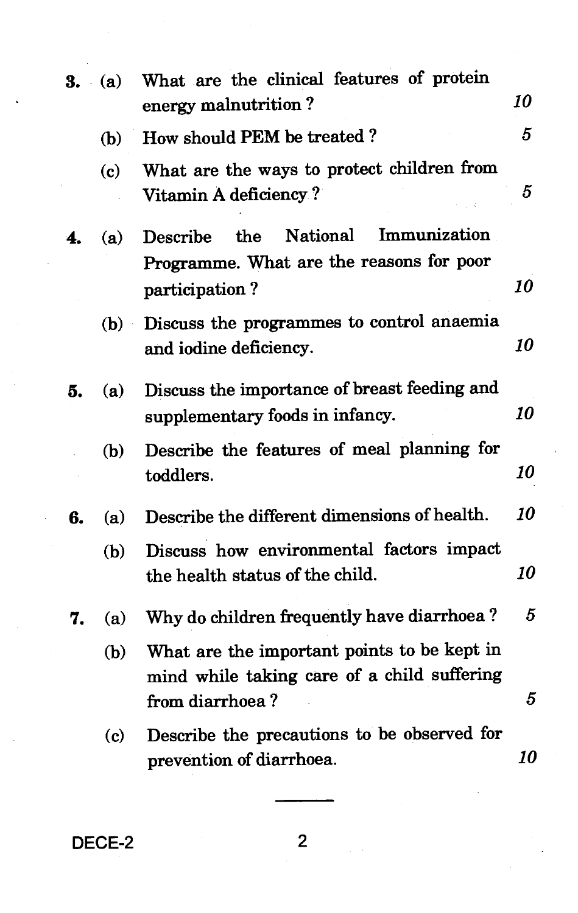3. (a) What are the clinical features of protein energy malnutrition ? 10

   (b) How should PEM be treated ? 5

   (c) What are the ways to protect children from Vitamin A deficiency ? 5

4. (a) Describe the National Immunization Programme. What are the reasons for poor participation ? 10

   (b) Discuss the programmes to control anaemia and iodine deficiency. 10

5. (a) Discuss the importance of breast feeding and supplementary foods in infancy. 10

   (b) Describe the features of meal planning for toddlers. 10

6. (a) Describe the different dimensions of health. 10

   (b) Discuss how environmental factors impact the health status of the child. 10

7. (a) Why do children frequently have diarrhoea ? 5

   (b) What are the important points to be kept in mind while taking care of a child suffering from diarrhoea ? 5

   (c) Describe the precautions to be observed for prevention of diarrhoea. 10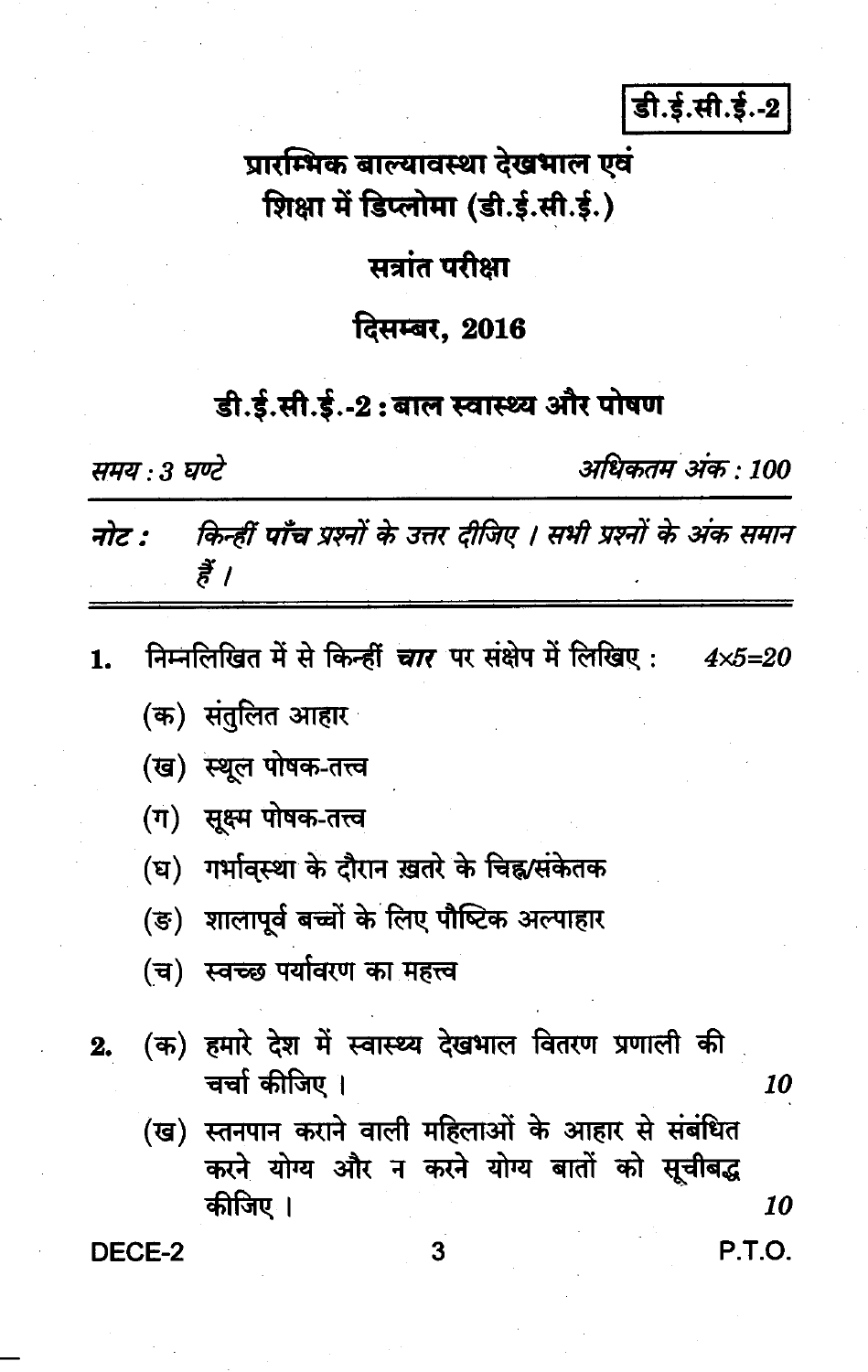**डी.ई.सी.ई.-2**

# प्रारम्भिक बाल्यावस्था देखभाल एवं शिक्षा में डिप्लोमा (डी.ई.सी.ई.)

## सत्रांत परीक्षा

## दिसम्बर, 2016

## डी.ई.सी.ई.-2 : बाल स्वास्थ्य और पोषण

*समय : 3 घण्टे* &nbsp;&nbsp;&nbsp;&nbsp;&nbsp;&nbsp;&nbsp;&nbsp; *अधिकतम अंक : 100*

---

***नोट :*** *किन्हीं **पाँच** प्रश्नों के उत्तर दीजिए । सभी प्रश्नों के अंक समान हैं ।*

---

1. निम्नलिखित में से किन्हीं ***चार*** पर संक्षेप में लिखिए : &nbsp;&nbsp;&nbsp; *4×5=20*

   (क) संतुलित आहार

   (ख) स्थूल पोषक-तत्त्व

   (ग) सूक्ष्म पोषक-तत्त्व

   (घ) गर्भावस्था के दौरान ख़तरे के चिह्न/संकेतक

   (ङ) शालापूर्व बच्चों के लिए पौष्टिक अल्पाहार

   (च) स्वच्छ पर्यावरण का महत्त्व

2. (क) हमारे देश में स्वास्थ्य देखभाल वितरण प्रणाली की चर्चा कीजिए । &nbsp;&nbsp;&nbsp; *10*

   (ख) स्तनपान कराने वाली महिलाओं के आहार से संबंधित करने योग्य और न करने योग्य बातों को सूचीबद्ध कीजिए । &nbsp;&nbsp;&nbsp; *10*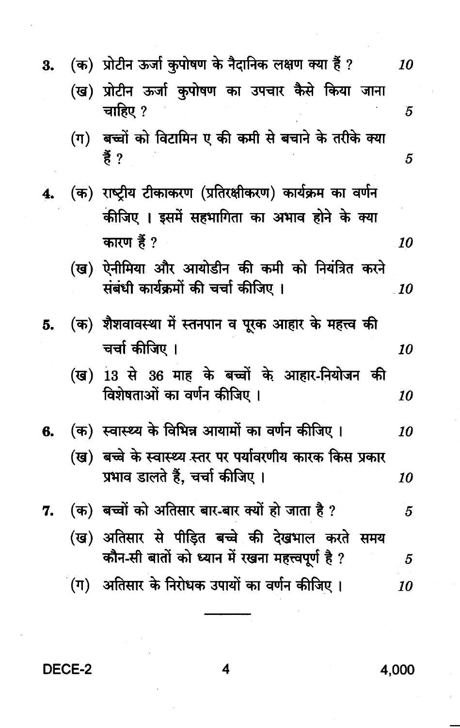3. (क) प्रोटीन ऊर्जा कुपोषण के नैदानिक लक्षण क्या हैं ? 10

   (ख) प्रोटीन ऊर्जा कुपोषण का उपचार कैसे किया जाना चाहिए ? 5

   (ग) बच्चों को विटामिन ए की कमी से बचाने के तरीके क्या हैं ? 5

4. (क) राष्ट्रीय टीकाकरण (प्रतिरक्षीकरण) कार्यक्रम का वर्णन कीजिए । इसमें सहभागिता का अभाव होने के क्या कारण हैं ? 10

   (ख) ऐनीमिया और आयोडीन की कमी को नियंत्रित करने संबंधी कार्यक्रमों की चर्चा कीजिए । 10

5. (क) शैशवावस्था में स्तनपान व पूरक आहार के महत्त्व की चर्चा कीजिए । 10

   (ख) 13 से 36 माह के बच्चों के आहार-नियोजन की विशेषताओं का वर्णन कीजिए । 10

6. (क) स्वास्थ्य के विभिन्न आयामों का वर्णन कीजिए । 10

   (ख) बच्चे के स्वास्थ्य स्तर पर पर्यावरणीय कारक किस प्रकार प्रभाव डालते हैं, चर्चा कीजिए । 10

7. (क) बच्चों को अतिसार बार-बार क्यों हो जाता है ? 5

   (ख) अतिसार से पीड़ित बच्चे की देखभाल करते समय कौन-सी बातों को ध्यान में रखना महत्त्वपूर्ण है ? 5

   (ग) अतिसार के निरोधक उपायों का वर्णन कीजिए । 10

---

DECE-2 4,000